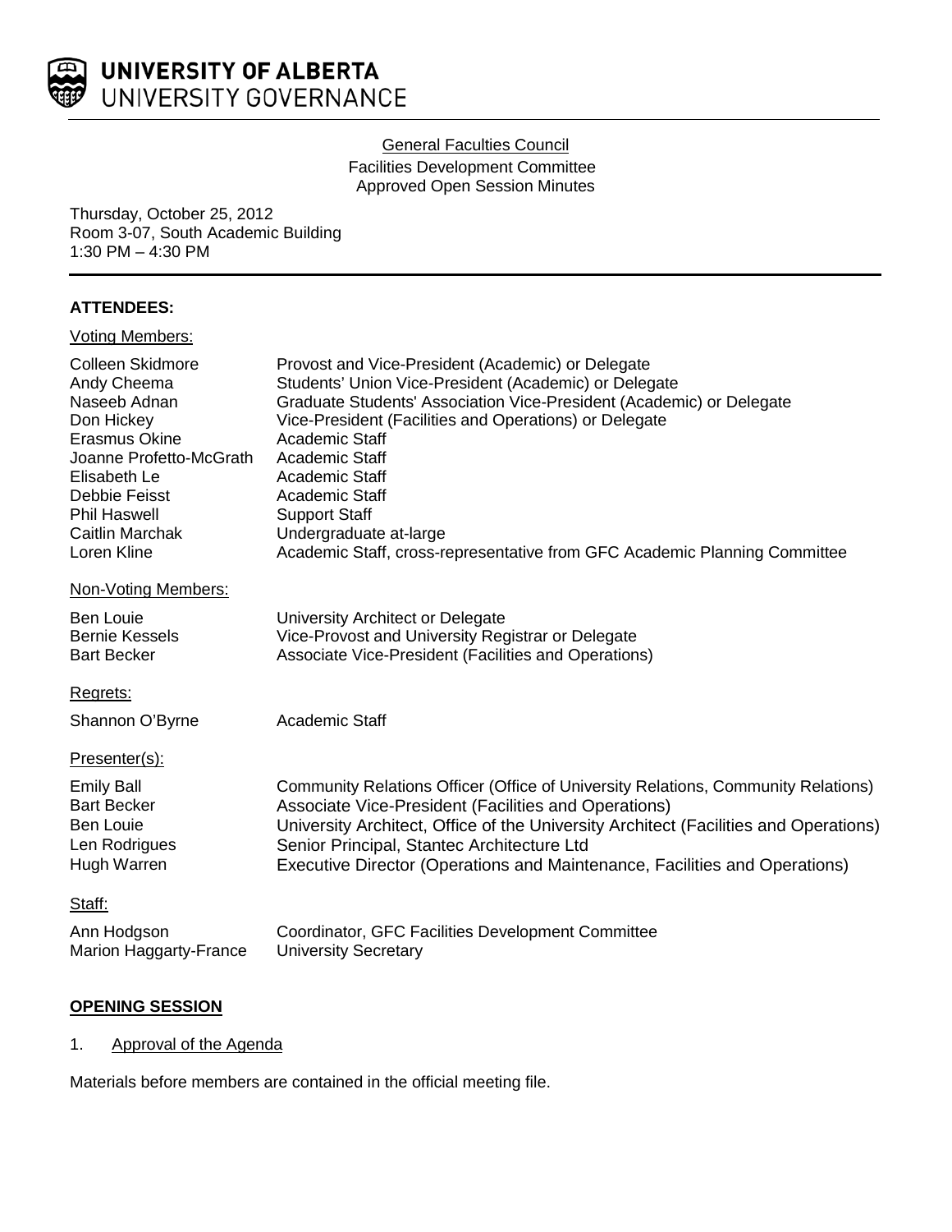**UNIVERSITY OF ALBERTA**
UNIVERSITY GOVERNANCE

General Faculties Council
Facilities Development Committee
Approved Open Session Minutes

Thursday, October 25, 2012
Room 3-07, South Academic Building
1:30 PM – 4:30 PM

**ATTENDEES:**

Voting Members:

| | |
|---|---|
| Colleen Skidmore | Provost and Vice-President (Academic) or Delegate |
| Andy Cheema | Students' Union Vice-President (Academic) or Delegate |
| Naseeb Adnan | Graduate Students' Association Vice-President (Academic) or Delegate |
| Don Hickey | Vice-President (Facilities and Operations) or Delegate |
| Erasmus Okine | Academic Staff |
| Joanne Profetto-McGrath | Academic Staff |
| Elisabeth Le | Academic Staff |
| Debbie Feisst | Academic Staff |
| Phil Haswell | Support Staff |
| Caitlin Marchak | Undergraduate at-large |
| Loren Kline | Academic Staff, cross-representative from GFC Academic Planning Committee |

Non-Voting Members:

| | |
|---|---|
| Ben Louie | University Architect or Delegate |
| Bernie Kessels | Vice-Provost and University Registrar or Delegate |
| Bart Becker | Associate Vice-President (Facilities and Operations) |

Regrets:

| | |
|---|---|
| Shannon O'Byrne | Academic Staff |

Presenter(s):

| | |
|---|---|
| Emily Ball | Community Relations Officer (Office of University Relations, Community Relations) |
| Bart Becker | Associate Vice-President (Facilities and Operations) |
| Ben Louie | University Architect, Office of the University Architect (Facilities and Operations) |
| Len Rodrigues | Senior Principal, Stantec Architecture Ltd |
| Hugh Warren | Executive Director (Operations and Maintenance, Facilities and Operations) |

Staff:

| | |
|---|---|
| Ann Hodgson | Coordinator, GFC Facilities Development Committee |
| Marion Haggarty-France | University Secretary |

**OPENING SESSION**

1. Approval of the Agenda

Materials before members are contained in the official meeting file.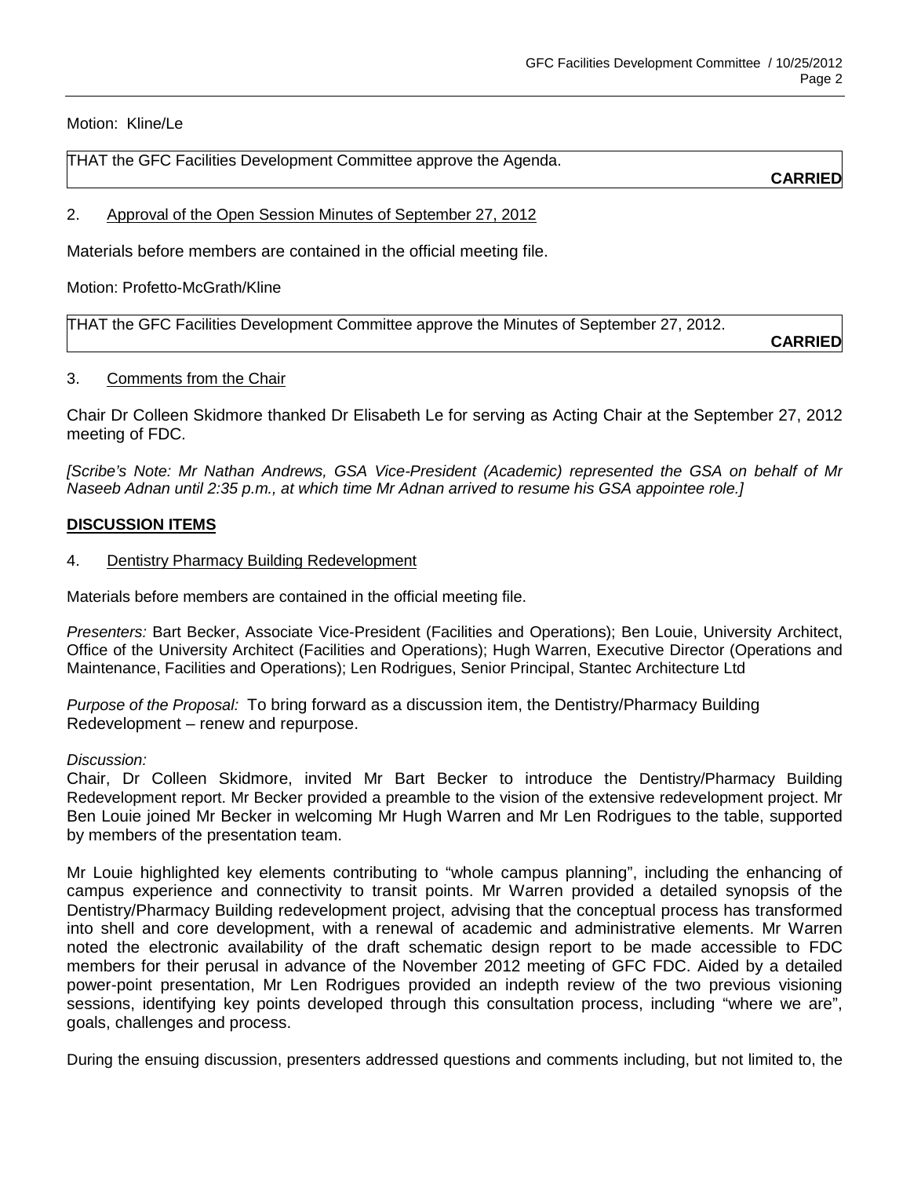Motion: Kline/Le

THAT the GFC Facilities Development Committee approve the Agenda.

**CARRIED**

2. Approval of the Open Session Minutes of September 27, 2012

Materials before members are contained in the official meeting file.

Motion: Profetto-McGrath/Kline

THAT the GFC Facilities Development Committee approve the Minutes of September 27, 2012.

**CARRIED**

3. Comments from the Chair

Chair Dr Colleen Skidmore thanked Dr Elisabeth Le for serving as Acting Chair at the September 27, 2012 meeting of FDC.

*[Scribe's Note: Mr Nathan Andrews, GSA Vice-President (Academic) represented the GSA on behalf of Mr Naseeb Adnan until 2:35 p.m., at which time Mr Adnan arrived to resume his GSA appointee role.]*

**DISCUSSION ITEMS**

4. Dentistry Pharmacy Building Redevelopment

Materials before members are contained in the official meeting file.

*Presenters:* Bart Becker, Associate Vice-President (Facilities and Operations); Ben Louie, University Architect, Office of the University Architect (Facilities and Operations); Hugh Warren, Executive Director (Operations and Maintenance, Facilities and Operations); Len Rodrigues, Senior Principal, Stantec Architecture Ltd

*Purpose of the Proposal:* To bring forward as a discussion item, the Dentistry/Pharmacy Building Redevelopment – renew and repurpose.

*Discussion:*

Chair, Dr Colleen Skidmore, invited Mr Bart Becker to introduce the Dentistry/Pharmacy Building Redevelopment report. Mr Becker provided a preamble to the vision of the extensive redevelopment project. Mr Ben Louie joined Mr Becker in welcoming Mr Hugh Warren and Mr Len Rodrigues to the table, supported by members of the presentation team.

Mr Louie highlighted key elements contributing to "whole campus planning", including the enhancing of campus experience and connectivity to transit points. Mr Warren provided a detailed synopsis of the Dentistry/Pharmacy Building redevelopment project, advising that the conceptual process has transformed into shell and core development, with a renewal of academic and administrative elements. Mr Warren noted the electronic availability of the draft schematic design report to be made accessible to FDC members for their perusal in advance of the November 2012 meeting of GFC FDC. Aided by a detailed power-point presentation, Mr Len Rodrigues provided an indepth review of the two previous visioning sessions, identifying key points developed through this consultation process, including "where we are", goals, challenges and process.

During the ensuing discussion, presenters addressed questions and comments including, but not limited to, the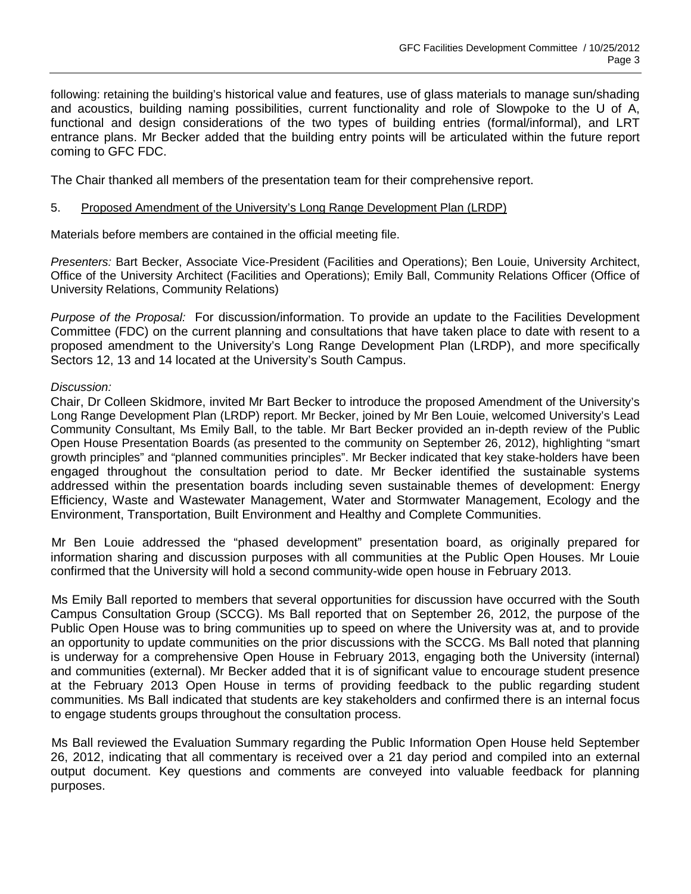following: retaining the building's historical value and features, use of glass materials to manage sun/shading and acoustics, building naming possibilities, current functionality and role of Slowpoke to the U of A, functional and design considerations of the two types of building entries (formal/informal), and LRT entrance plans. Mr Becker added that the building entry points will be articulated within the future report coming to GFC FDC.

The Chair thanked all members of the presentation team for their comprehensive report.

5. Proposed Amendment of the University's Long Range Development Plan (LRDP)

Materials before members are contained in the official meeting file.

*Presenters:* Bart Becker, Associate Vice-President (Facilities and Operations); Ben Louie, University Architect, Office of the University Architect (Facilities and Operations); Emily Ball, Community Relations Officer (Office of University Relations, Community Relations)

*Purpose of the Proposal:* For discussion/information. To provide an update to the Facilities Development Committee (FDC) on the current planning and consultations that have taken place to date with resent to a proposed amendment to the University's Long Range Development Plan (LRDP), and more specifically Sectors 12, 13 and 14 located at the University's South Campus.

*Discussion:*

Chair, Dr Colleen Skidmore, invited Mr Bart Becker to introduce the proposed Amendment of the University's Long Range Development Plan (LRDP) report. Mr Becker, joined by Mr Ben Louie, welcomed University's Lead Community Consultant, Ms Emily Ball, to the table. Mr Bart Becker provided an in-depth review of the Public Open House Presentation Boards (as presented to the community on September 26, 2012), highlighting "smart growth principles" and "planned communities principles". Mr Becker indicated that key stake-holders have been engaged throughout the consultation period to date. Mr Becker identified the sustainable systems addressed within the presentation boards including seven sustainable themes of development: Energy Efficiency, Waste and Wastewater Management, Water and Stormwater Management, Ecology and the Environment, Transportation, Built Environment and Healthy and Complete Communities.

Mr Ben Louie addressed the "phased development" presentation board, as originally prepared for information sharing and discussion purposes with all communities at the Public Open Houses. Mr Louie confirmed that the University will hold a second community-wide open house in February 2013.

Ms Emily Ball reported to members that several opportunities for discussion have occurred with the South Campus Consultation Group (SCCG). Ms Ball reported that on September 26, 2012, the purpose of the Public Open House was to bring communities up to speed on where the University was at, and to provide an opportunity to update communities on the prior discussions with the SCCG. Ms Ball noted that planning is underway for a comprehensive Open House in February 2013, engaging both the University (internal) and communities (external). Mr Becker added that it is of significant value to encourage student presence at the February 2013 Open House in terms of providing feedback to the public regarding student communities. Ms Ball indicated that students are key stakeholders and confirmed there is an internal focus to engage students groups throughout the consultation process.

Ms Ball reviewed the Evaluation Summary regarding the Public Information Open House held September 26, 2012, indicating that all commentary is received over a 21 day period and compiled into an external output document. Key questions and comments are conveyed into valuable feedback for planning purposes.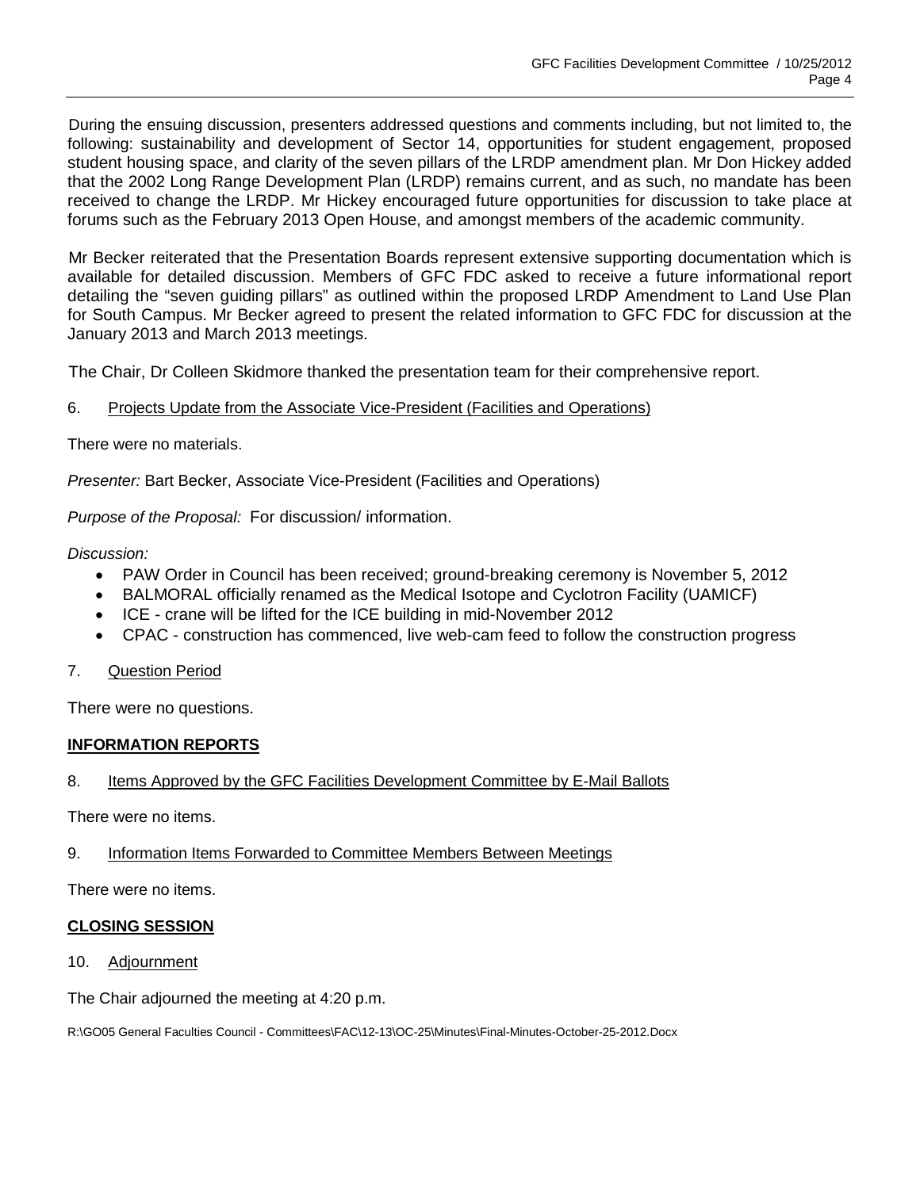During the ensuing discussion, presenters addressed questions and comments including, but not limited to, the following: sustainability and development of Sector 14, opportunities for student engagement, proposed student housing space, and clarity of the seven pillars of the LRDP amendment plan. Mr Don Hickey added that the 2002 Long Range Development Plan (LRDP) remains current, and as such, no mandate has been received to change the LRDP. Mr Hickey encouraged future opportunities for discussion to take place at forums such as the February 2013 Open House, and amongst members of the academic community.

Mr Becker reiterated that the Presentation Boards represent extensive supporting documentation which is available for detailed discussion. Members of GFC FDC asked to receive a future informational report detailing the "seven guiding pillars" as outlined within the proposed LRDP Amendment to Land Use Plan for South Campus. Mr Becker agreed to present the related information to GFC FDC for discussion at the January 2013 and March 2013 meetings.

The Chair, Dr Colleen Skidmore thanked the presentation team for their comprehensive report.

6. Projects Update from the Associate Vice-President (Facilities and Operations)

There were no materials.

*Presenter:* Bart Becker, Associate Vice-President (Facilities and Operations)

*Purpose of the Proposal:* For discussion/ information.

*Discussion:*

- PAW Order in Council has been received; ground-breaking ceremony is November 5, 2012
- BALMORAL officially renamed as the Medical Isotope and Cyclotron Facility (UAMICF)
- ICE - crane will be lifted for the ICE building in mid-November 2012
- CPAC - construction has commenced, live web-cam feed to follow the construction progress

7. Question Period

There were no questions.

**INFORMATION REPORTS**

8. Items Approved by the GFC Facilities Development Committee by E-Mail Ballots

There were no items.

9. Information Items Forwarded to Committee Members Between Meetings

There were no items.

**CLOSING SESSION**

10. Adjournment

The Chair adjourned the meeting at 4:20 p.m.

R:\GO05 General Faculties Council - Committees\FAC\12-13\OC-25\Minutes\Final-Minutes-October-25-2012.Docx